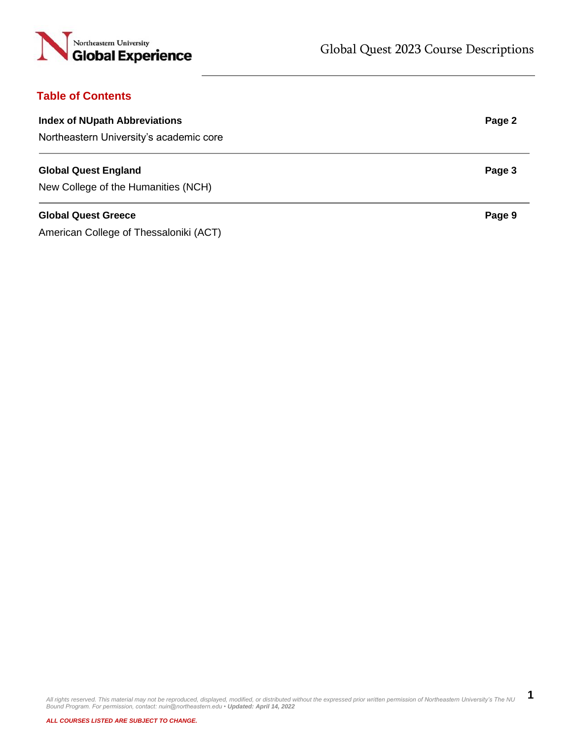# Global Quest 2023 Course Descriptions

## Table of Contents

| | |
|---|---|
| **Index of NUpath Abbreviations**<br>Northeastern University's academic core | **Page 2** |
| **Global Quest England**<br>New College of the Humanities (NCH) | **Page 3** |
| **Global Quest Greece**<br>American College of Thessaloniki (ACT) | **Page 9** |

*All rights reserved. This material may not be reproduced, displayed, modified, or distributed without the expressed prior written permission of Northeastern University's The NU Bound Program. For permission, contact: nuin@northeastern.edu •* ***Updated: April 14, 2022***

***ALL COURSES LISTED ARE SUBJECT TO CHANGE.***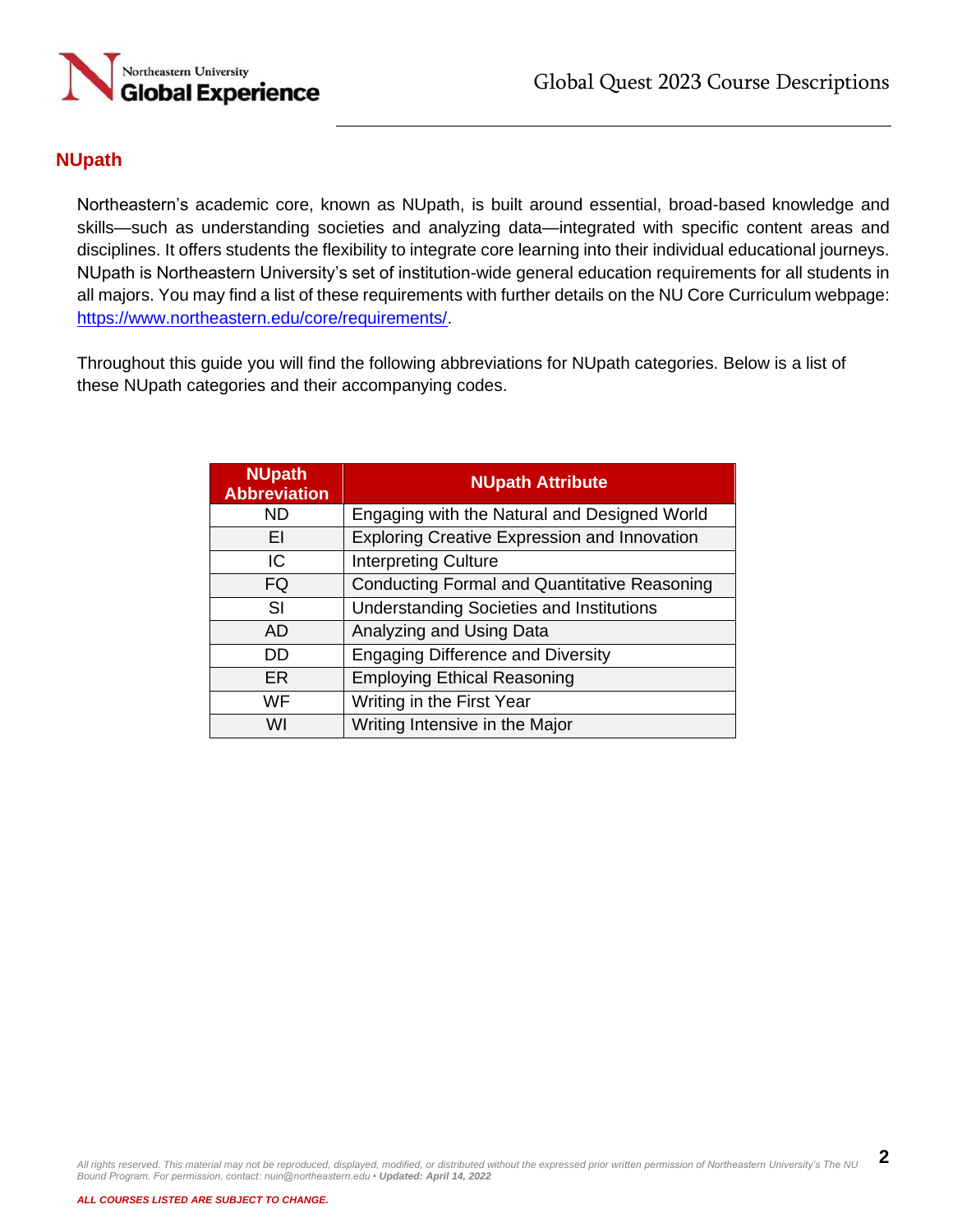## NUpath

Northeastern's academic core, known as NUpath, is built around essential, broad-based knowledge and skills—such as understanding societies and analyzing data—integrated with specific content areas and disciplines. It offers students the flexibility to integrate core learning into their individual educational journeys. NUpath is Northeastern University's set of institution-wide general education requirements for all students in all majors. You may find a list of these requirements with further details on the NU Core Curriculum webpage: https://www.northeastern.edu/core/requirements/.

Throughout this guide you will find the following abbreviations for NUpath categories. Below is a list of these NUpath categories and their accompanying codes.

| NUpath Abbreviation | NUpath Attribute |
|---|---|
| ND | Engaging with the Natural and Designed World |
| EI | Exploring Creative Expression and Innovation |
| IC | Interpreting Culture |
| FQ | Conducting Formal and Quantitative Reasoning |
| SI | Understanding Societies and Institutions |
| AD | Analyzing and Using Data |
| DD | Engaging Difference and Diversity |
| ER | Employing Ethical Reasoning |
| WF | Writing in the First Year |
| WI | Writing Intensive in the Major |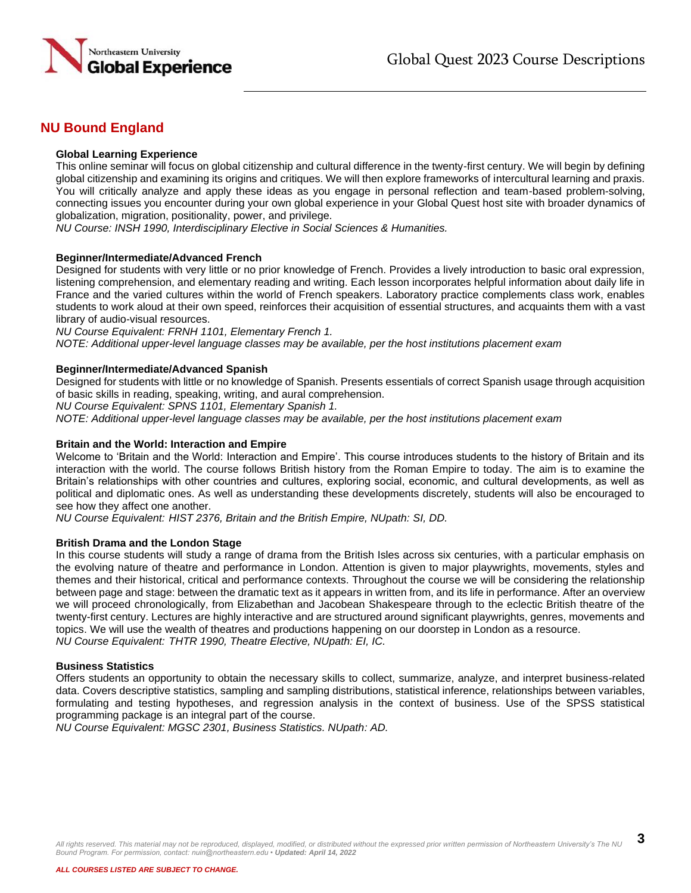## NU Bound England

**Global Learning Experience**
This online seminar will focus on global citizenship and cultural difference in the twenty-first century. We will begin by defining global citizenship and examining its origins and critiques. We will then explore frameworks of intercultural learning and praxis. You will critically analyze and apply these ideas as you engage in personal reflection and team-based problem-solving, connecting issues you encounter during your own global experience in your Global Quest host site with broader dynamics of globalization, migration, positionality, power, and privilege.
*NU Course: INSH 1990, Interdisciplinary Elective in Social Sciences & Humanities.*

**Beginner/Intermediate/Advanced French**
Designed for students with very little or no prior knowledge of French. Provides a lively introduction to basic oral expression, listening comprehension, and elementary reading and writing. Each lesson incorporates helpful information about daily life in France and the varied cultures within the world of French speakers. Laboratory practice complements class work, enables students to work aloud at their own speed, reinforces their acquisition of essential structures, and acquaints them with a vast library of audio-visual resources.
*NU Course Equivalent: FRNH 1101, Elementary French 1.*
*NOTE: Additional upper-level language classes may be available, per the host institutions placement exam*

**Beginner/Intermediate/Advanced Spanish**
Designed for students with little or no knowledge of Spanish. Presents essentials of correct Spanish usage through acquisition of basic skills in reading, speaking, writing, and aural comprehension.
*NU Course Equivalent: SPNS 1101, Elementary Spanish 1.*
*NOTE: Additional upper-level language classes may be available, per the host institutions placement exam*

**Britain and the World: Interaction and Empire**
Welcome to 'Britain and the World: Interaction and Empire'. This course introduces students to the history of Britain and its interaction with the world. The course follows British history from the Roman Empire to today. The aim is to examine the Britain's relationships with other countries and cultures, exploring social, economic, and cultural developments, as well as political and diplomatic ones. As well as understanding these developments discretely, students will also be encouraged to see how they affect one another.
*NU Course Equivalent: HIST 2376, Britain and the British Empire, NUpath: SI, DD.*

**British Drama and the London Stage**
In this course students will study a range of drama from the British Isles across six centuries, with a particular emphasis on the evolving nature of theatre and performance in London. Attention is given to major playwrights, movements, styles and themes and their historical, critical and performance contexts. Throughout the course we will be considering the relationship between page and stage: between the dramatic text as it appears in written from, and its life in performance. After an overview we will proceed chronologically, from Elizabethan and Jacobean Shakespeare through to the eclectic British theatre of the twenty-first century. Lectures are highly interactive and are structured around significant playwrights, genres, movements and topics. We will use the wealth of theatres and productions happening on our doorstep in London as a resource.
*NU Course Equivalent: THTR 1990, Theatre Elective, NUpath: EI, IC.*

**Business Statistics**
Offers students an opportunity to obtain the necessary skills to collect, summarize, analyze, and interpret business-related data. Covers descriptive statistics, sampling and sampling distributions, statistical inference, relationships between variables, formulating and testing hypotheses, and regression analysis in the context of business. Use of the SPSS statistical programming package is an integral part of the course.
*NU Course Equivalent: MGSC 2301, Business Statistics. NUpath: AD.*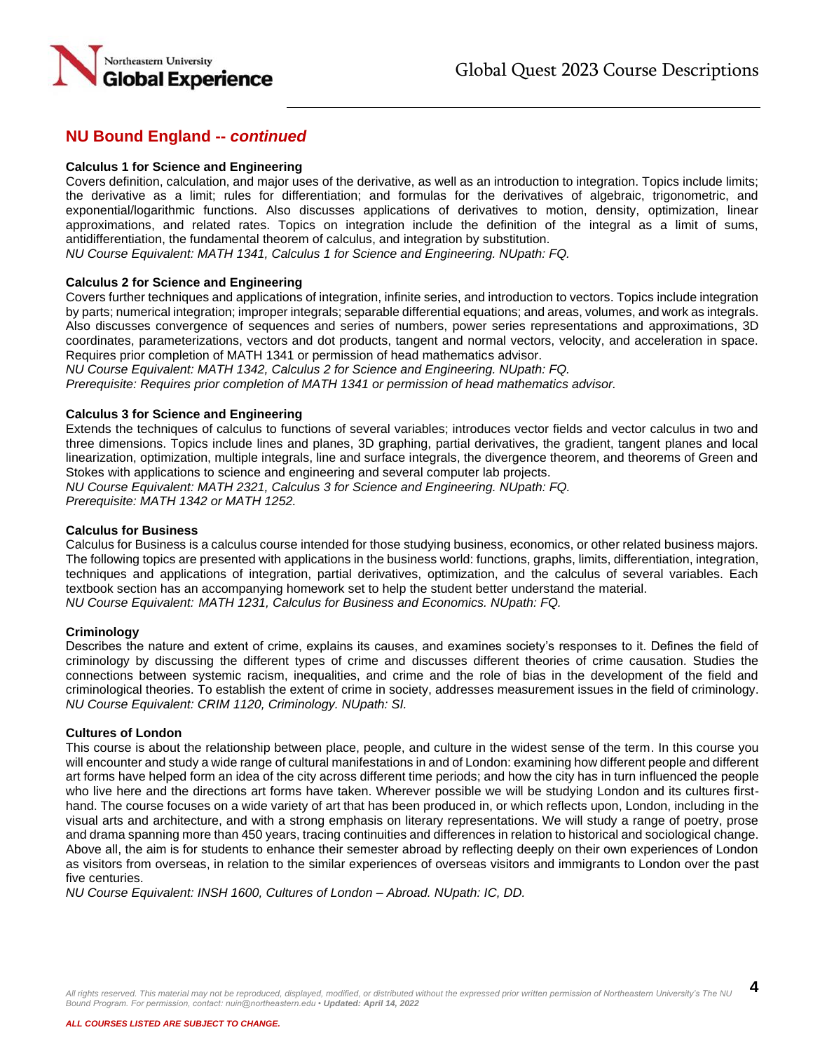## NU Bound England -- *continued*

**Calculus 1 for Science and Engineering**

Covers definition, calculation, and major uses of the derivative, as well as an introduction to integration. Topics include limits; the derivative as a limit; rules for differentiation; and formulas for the derivatives of algebraic, trigonometric, and exponential/logarithmic functions. Also discusses applications of derivatives to motion, density, optimization, linear approximations, and related rates. Topics on integration include the definition of the integral as a limit of sums, antidifferentiation, the fundamental theorem of calculus, and integration by substitution.
*NU Course Equivalent: MATH 1341, Calculus 1 for Science and Engineering. NUpath: FQ.*

**Calculus 2 for Science and Engineering**

Covers further techniques and applications of integration, infinite series, and introduction to vectors. Topics include integration by parts; numerical integration; improper integrals; separable differential equations; and areas, volumes, and work as integrals. Also discusses convergence of sequences and series of numbers, power series representations and approximations, 3D coordinates, parameterizations, vectors and dot products, tangent and normal vectors, velocity, and acceleration in space. Requires prior completion of MATH 1341 or permission of head mathematics advisor.
*NU Course Equivalent: MATH 1342, Calculus 2 for Science and Engineering. NUpath: FQ.*
*Prerequisite: Requires prior completion of MATH 1341 or permission of head mathematics advisor.*

**Calculus 3 for Science and Engineering**

Extends the techniques of calculus to functions of several variables; introduces vector fields and vector calculus in two and three dimensions. Topics include lines and planes, 3D graphing, partial derivatives, the gradient, tangent planes and local linearization, optimization, multiple integrals, line and surface integrals, the divergence theorem, and theorems of Green and Stokes with applications to science and engineering and several computer lab projects.
*NU Course Equivalent: MATH 2321, Calculus 3 for Science and Engineering. NUpath: FQ.*
*Prerequisite: MATH 1342 or MATH 1252.*

**Calculus for Business**

Calculus for Business is a calculus course intended for those studying business, economics, or other related business majors. The following topics are presented with applications in the business world: functions, graphs, limits, differentiation, integration, techniques and applications of integration, partial derivatives, optimization, and the calculus of several variables. Each textbook section has an accompanying homework set to help the student better understand the material.
*NU Course Equivalent: MATH 1231, Calculus for Business and Economics. NUpath: FQ.*

**Criminology**

Describes the nature and extent of crime, explains its causes, and examines society's responses to it. Defines the field of criminology by discussing the different types of crime and discusses different theories of crime causation. Studies the connections between systemic racism, inequalities, and crime and the role of bias in the development of the field and criminological theories. To establish the extent of crime in society, addresses measurement issues in the field of criminology.
*NU Course Equivalent: CRIM 1120, Criminology. NUpath: SI.*

**Cultures of London**

This course is about the relationship between place, people, and culture in the widest sense of the term. In this course you will encounter and study a wide range of cultural manifestations in and of London: examining how different people and different art forms have helped form an idea of the city across different time periods; and how the city has in turn influenced the people who live here and the directions art forms have taken. Wherever possible we will be studying London and its cultures first-hand. The course focuses on a wide variety of art that has been produced in, or which reflects upon, London, including in the visual arts and architecture, and with a strong emphasis on literary representations. We will study a range of poetry, prose and drama spanning more than 450 years, tracing continuities and differences in relation to historical and sociological change. Above all, the aim is for students to enhance their semester abroad by reflecting deeply on their own experiences of London as visitors from overseas, in relation to the similar experiences of overseas visitors and immigrants to London over the past five centuries.
*NU Course Equivalent: INSH 1600, Cultures of London – Abroad. NUpath: IC, DD.*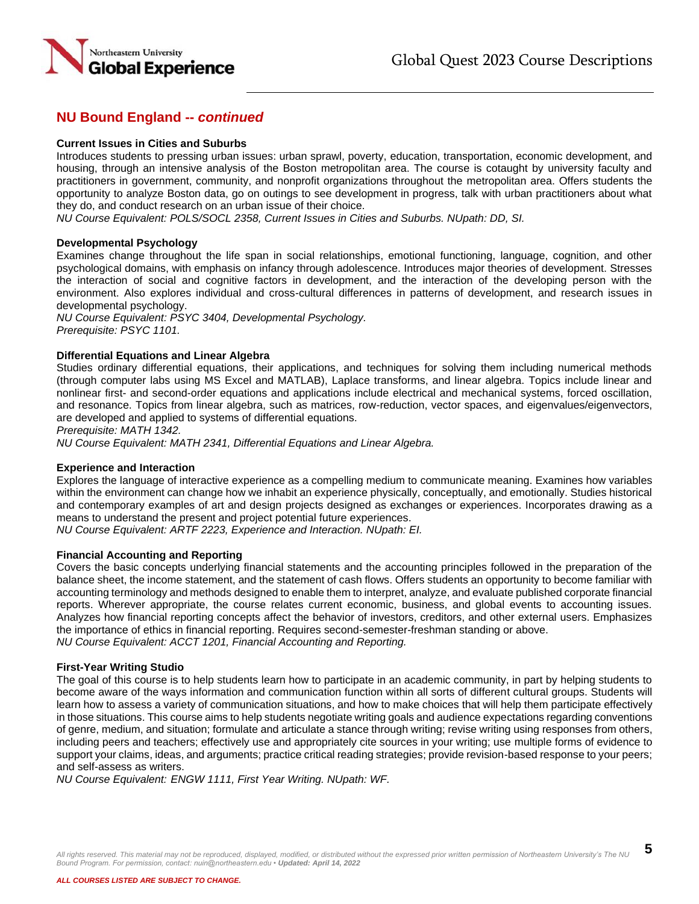## NU Bound England -- *continued*

**Current Issues in Cities and Suburbs**
Introduces students to pressing urban issues: urban sprawl, poverty, education, transportation, economic development, and housing, through an intensive analysis of the Boston metropolitan area. The course is cotaught by university faculty and practitioners in government, community, and nonprofit organizations throughout the metropolitan area. Offers students the opportunity to analyze Boston data, go on outings to see development in progress, talk with urban practitioners about what they do, and conduct research on an urban issue of their choice.
*NU Course Equivalent: POLS/SOCL 2358, Current Issues in Cities and Suburbs. NUpath: DD, SI.*

**Developmental Psychology**
Examines change throughout the life span in social relationships, emotional functioning, language, cognition, and other psychological domains, with emphasis on infancy through adolescence. Introduces major theories of development. Stresses the interaction of social and cognitive factors in development, and the interaction of the developing person with the environment. Also explores individual and cross-cultural differences in patterns of development, and research issues in developmental psychology.
*NU Course Equivalent: PSYC 3404, Developmental Psychology.*
*Prerequisite: PSYC 1101.*

**Differential Equations and Linear Algebra**
Studies ordinary differential equations, their applications, and techniques for solving them including numerical methods (through computer labs using MS Excel and MATLAB), Laplace transforms, and linear algebra. Topics include linear and nonlinear first- and second-order equations and applications include electrical and mechanical systems, forced oscillation, and resonance. Topics from linear algebra, such as matrices, row-reduction, vector spaces, and eigenvalues/eigenvectors, are developed and applied to systems of differential equations.
*Prerequisite: MATH 1342.*
*NU Course Equivalent: MATH 2341, Differential Equations and Linear Algebra.*

**Experience and Interaction**
Explores the language of interactive experience as a compelling medium to communicate meaning. Examines how variables within the environment can change how we inhabit an experience physically, conceptually, and emotionally. Studies historical and contemporary examples of art and design projects designed as exchanges or experiences. Incorporates drawing as a means to understand the present and project potential future experiences.
*NU Course Equivalent: ARTF 2223, Experience and Interaction. NUpath: EI.*

**Financial Accounting and Reporting**
Covers the basic concepts underlying financial statements and the accounting principles followed in the preparation of the balance sheet, the income statement, and the statement of cash flows. Offers students an opportunity to become familiar with accounting terminology and methods designed to enable them to interpret, analyze, and evaluate published corporate financial reports. Wherever appropriate, the course relates current economic, business, and global events to accounting issues. Analyzes how financial reporting concepts affect the behavior of investors, creditors, and other external users. Emphasizes the importance of ethics in financial reporting. Requires second-semester-freshman standing or above.
*NU Course Equivalent: ACCT 1201, Financial Accounting and Reporting.*

**First-Year Writing Studio**
The goal of this course is to help students learn how to participate in an academic community, in part by helping students to become aware of the ways information and communication function within all sorts of different cultural groups. Students will learn how to assess a variety of communication situations, and how to make choices that will help them participate effectively in those situations. This course aims to help students negotiate writing goals and audience expectations regarding conventions of genre, medium, and situation; formulate and articulate a stance through writing; revise writing using responses from others, including peers and teachers; effectively use and appropriately cite sources in your writing; use multiple forms of evidence to support your claims, ideas, and arguments; practice critical reading strategies; provide revision-based response to your peers; and self-assess as writers.
*NU Course Equivalent: ENGW 1111, First Year Writing. NUpath: WF.*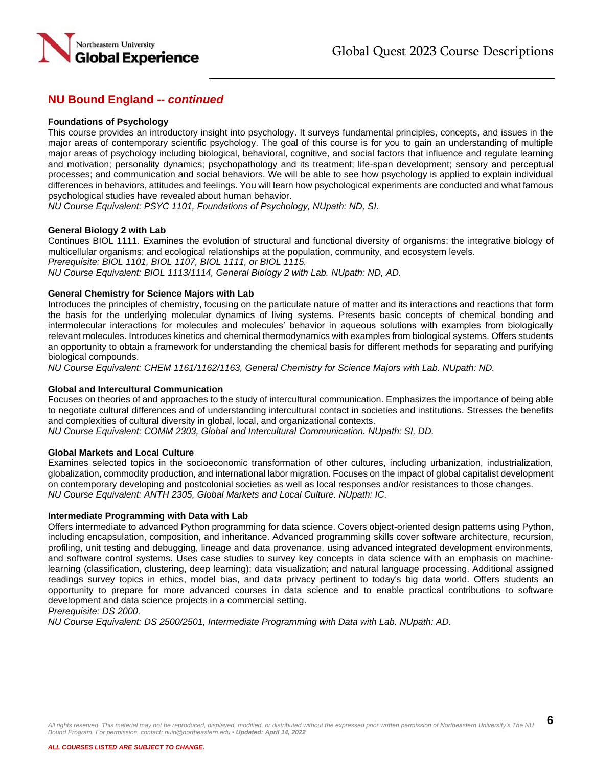## NU Bound England -- *continued*

**Foundations of Psychology**

This course provides an introductory insight into psychology. It surveys fundamental principles, concepts, and issues in the major areas of contemporary scientific psychology. The goal of this course is for you to gain an understanding of multiple major areas of psychology including biological, behavioral, cognitive, and social factors that influence and regulate learning and motivation; personality dynamics; psychopathology and its treatment; life-span development; sensory and perceptual processes; and communication and social behaviors. We will be able to see how psychology is applied to explain individual differences in behaviors, attitudes and feelings. You will learn how psychological experiments are conducted and what famous psychological studies have revealed about human behavior.

*NU Course Equivalent: PSYC 1101, Foundations of Psychology, NUpath: ND, SI.*

**General Biology 2 with Lab**

Continues BIOL 1111. Examines the evolution of structural and functional diversity of organisms; the integrative biology of multicellular organisms; and ecological relationships at the population, community, and ecosystem levels.

*Prerequisite: BIOL 1101, BIOL 1107, BIOL 1111, or BIOL 1115.*

*NU Course Equivalent: BIOL 1113/1114, General Biology 2 with Lab. NUpath: ND, AD.*

**General Chemistry for Science Majors with Lab**

Introduces the principles of chemistry, focusing on the particulate nature of matter and its interactions and reactions that form the basis for the underlying molecular dynamics of living systems. Presents basic concepts of chemical bonding and intermolecular interactions for molecules and molecules' behavior in aqueous solutions with examples from biologically relevant molecules. Introduces kinetics and chemical thermodynamics with examples from biological systems. Offers students an opportunity to obtain a framework for understanding the chemical basis for different methods for separating and purifying biological compounds.

*NU Course Equivalent: CHEM 1161/1162/1163, General Chemistry for Science Majors with Lab. NUpath: ND.*

**Global and Intercultural Communication**

Focuses on theories of and approaches to the study of intercultural communication. Emphasizes the importance of being able to negotiate cultural differences and of understanding intercultural contact in societies and institutions. Stresses the benefits and complexities of cultural diversity in global, local, and organizational contexts.

*NU Course Equivalent: COMM 2303, Global and Intercultural Communication. NUpath: SI, DD.*

**Global Markets and Local Culture**

Examines selected topics in the socioeconomic transformation of other cultures, including urbanization, industrialization, globalization, commodity production, and international labor migration. Focuses on the impact of global capitalist development on contemporary developing and postcolonial societies as well as local responses and/or resistances to those changes.

*NU Course Equivalent: ANTH 2305, Global Markets and Local Culture. NUpath: IC.*

**Intermediate Programming with Data with Lab**

Offers intermediate to advanced Python programming for data science. Covers object-oriented design patterns using Python, including encapsulation, composition, and inheritance. Advanced programming skills cover software architecture, recursion, profiling, unit testing and debugging, lineage and data provenance, using advanced integrated development environments, and software control systems. Uses case studies to survey key concepts in data science with an emphasis on machine-learning (classification, clustering, deep learning); data visualization; and natural language processing. Additional assigned readings survey topics in ethics, model bias, and data privacy pertinent to today's big data world. Offers students an opportunity to prepare for more advanced courses in data science and to enable practical contributions to software development and data science projects in a commercial setting.

*Prerequisite: DS 2000.*

*NU Course Equivalent: DS 2500/2501, Intermediate Programming with Data with Lab. NUpath: AD.*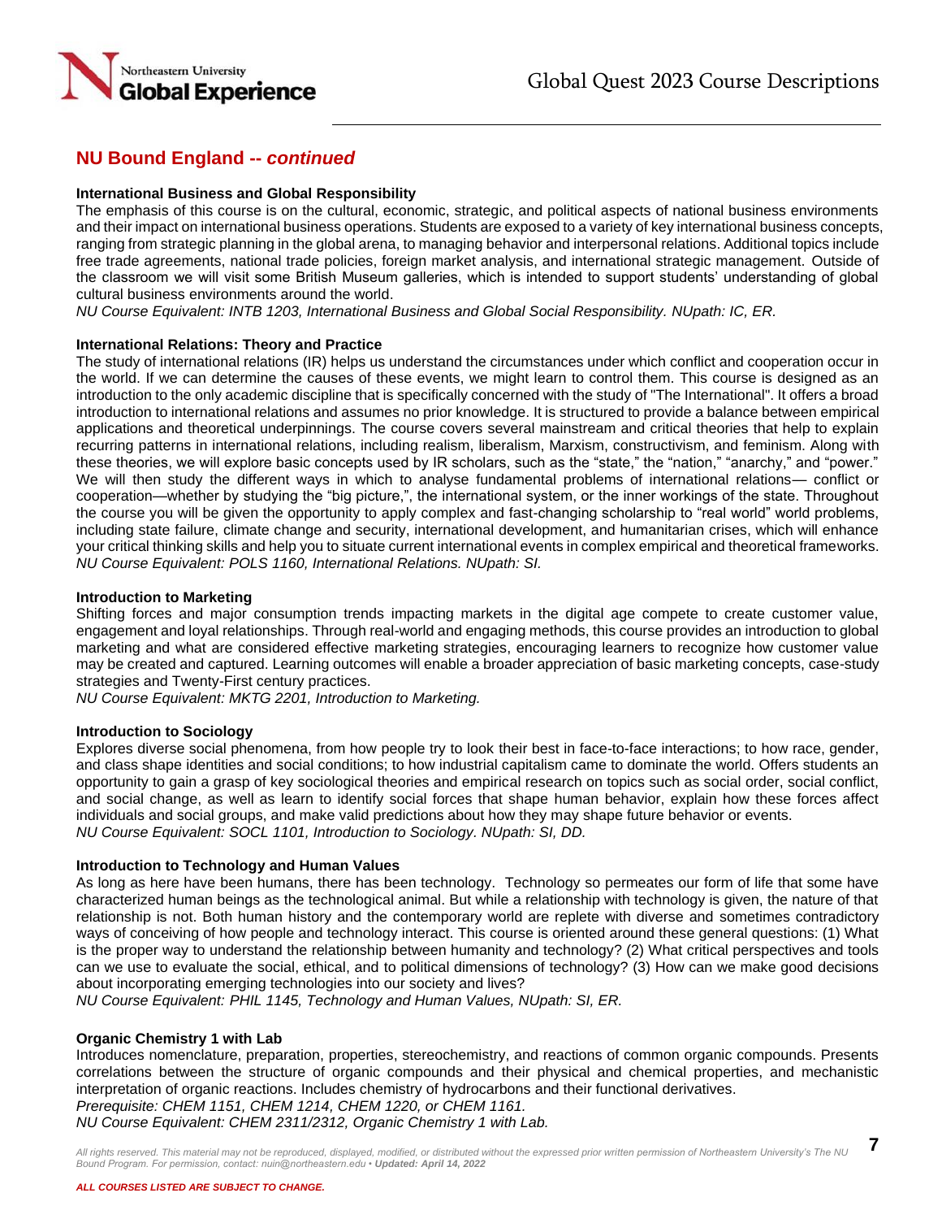## NU Bound England -- *continued*

**International Business and Global Responsibility**

The emphasis of this course is on the cultural, economic, strategic, and political aspects of national business environments and their impact on international business operations. Students are exposed to a variety of key international business concepts, ranging from strategic planning in the global arena, to managing behavior and interpersonal relations. Additional topics include free trade agreements, national trade policies, foreign market analysis, and international strategic management. Outside of the classroom we will visit some British Museum galleries, which is intended to support students' understanding of global cultural business environments around the world.

*NU Course Equivalent: INTB 1203, International Business and Global Social Responsibility. NUpath: IC, ER.*

**International Relations: Theory and Practice**

The study of international relations (IR) helps us understand the circumstances under which conflict and cooperation occur in the world. If we can determine the causes of these events, we might learn to control them. This course is designed as an introduction to the only academic discipline that is specifically concerned with the study of "The International". It offers a broad introduction to international relations and assumes no prior knowledge. It is structured to provide a balance between empirical applications and theoretical underpinnings. The course covers several mainstream and critical theories that help to explain recurring patterns in international relations, including realism, liberalism, Marxism, constructivism, and feminism. Along with these theories, we will explore basic concepts used by IR scholars, such as the "state," the "nation," "anarchy," and "power." We will then study the different ways in which to analyse fundamental problems of international relations— conflict or cooperation—whether by studying the "big picture,", the international system, or the inner workings of the state. Throughout the course you will be given the opportunity to apply complex and fast-changing scholarship to "real world" world problems, including state failure, climate change and security, international development, and humanitarian crises, which will enhance your critical thinking skills and help you to situate current international events in complex empirical and theoretical frameworks.

*NU Course Equivalent: POLS 1160, International Relations. NUpath: SI.*

**Introduction to Marketing**

Shifting forces and major consumption trends impacting markets in the digital age compete to create customer value, engagement and loyal relationships. Through real-world and engaging methods, this course provides an introduction to global marketing and what are considered effective marketing strategies, encouraging learners to recognize how customer value may be created and captured. Learning outcomes will enable a broader appreciation of basic marketing concepts, case-study strategies and Twenty-First century practices.

*NU Course Equivalent: MKTG 2201, Introduction to Marketing.*

**Introduction to Sociology**

Explores diverse social phenomena, from how people try to look their best in face-to-face interactions; to how race, gender, and class shape identities and social conditions; to how industrial capitalism came to dominate the world. Offers students an opportunity to gain a grasp of key sociological theories and empirical research on topics such as social order, social conflict, and social change, as well as learn to identify social forces that shape human behavior, explain how these forces affect individuals and social groups, and make valid predictions about how they may shape future behavior or events.

*NU Course Equivalent: SOCL 1101, Introduction to Sociology. NUpath: SI, DD.*

**Introduction to Technology and Human Values**

As long as here have been humans, there has been technology. Technology so permeates our form of life that some have characterized human beings as the technological animal. But while a relationship with technology is given, the nature of that relationship is not. Both human history and the contemporary world are replete with diverse and sometimes contradictory ways of conceiving of how people and technology interact. This course is oriented around these general questions: (1) What is the proper way to understand the relationship between humanity and technology? (2) What critical perspectives and tools can we use to evaluate the social, ethical, and to political dimensions of technology? (3) How can we make good decisions about incorporating emerging technologies into our society and lives?

*NU Course Equivalent: PHIL 1145, Technology and Human Values, NUpath: SI, ER.*

**Organic Chemistry 1 with Lab**

Introduces nomenclature, preparation, properties, stereochemistry, and reactions of common organic compounds. Presents correlations between the structure of organic compounds and their physical and chemical properties, and mechanistic interpretation of organic reactions. Includes chemistry of hydrocarbons and their functional derivatives.

*Prerequisite: CHEM 1151, CHEM 1214, CHEM 1220, or CHEM 1161.*

*NU Course Equivalent: CHEM 2311/2312, Organic Chemistry 1 with Lab.*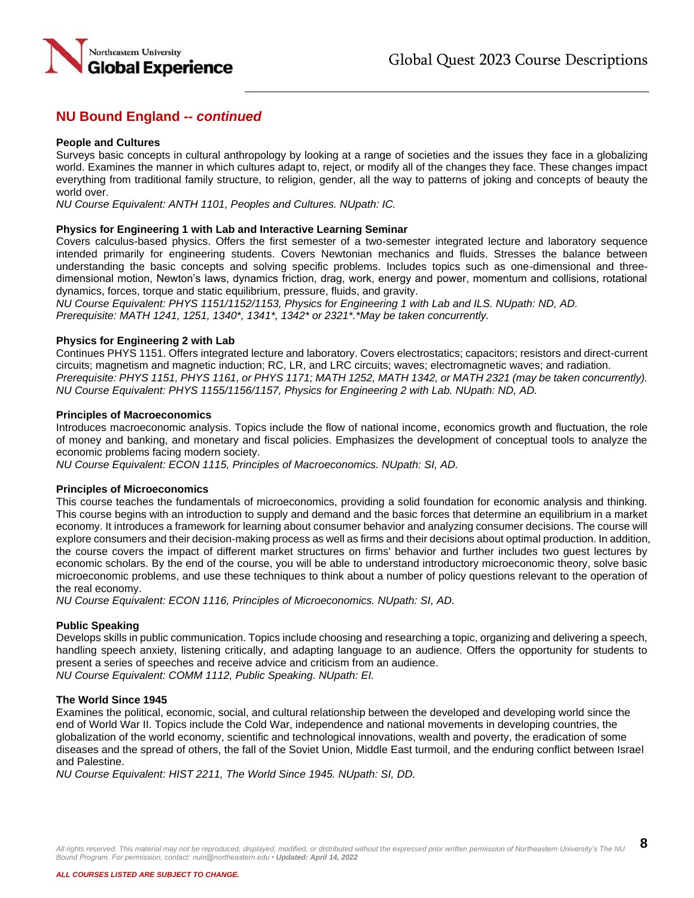## NU Bound England -- *continued*

**People and Cultures**

Surveys basic concepts in cultural anthropology by looking at a range of societies and the issues they face in a globalizing world. Examines the manner in which cultures adapt to, reject, or modify all of the changes they face. These changes impact everything from traditional family structure, to religion, gender, all the way to patterns of joking and concepts of beauty the world over.

*NU Course Equivalent: ANTH 1101, Peoples and Cultures. NUpath: IC.*

**Physics for Engineering 1 with Lab and Interactive Learning Seminar**

Covers calculus-based physics. Offers the first semester of a two-semester integrated lecture and laboratory sequence intended primarily for engineering students. Covers Newtonian mechanics and fluids. Stresses the balance between understanding the basic concepts and solving specific problems. Includes topics such as one-dimensional and three-dimensional motion, Newton's laws, dynamics friction, drag, work, energy and power, momentum and collisions, rotational dynamics, forces, torque and static equilibrium, pressure, fluids, and gravity.

*NU Course Equivalent: PHYS 1151/1152/1153, Physics for Engineering 1 with Lab and ILS. NUpath: ND, AD.*
*Prerequisite: MATH 1241, 1251, 1340*, 1341*, 1342* or 2321*.*May be taken concurrently.*

**Physics for Engineering 2 with Lab**

Continues PHYS 1151. Offers integrated lecture and laboratory. Covers electrostatics; capacitors; resistors and direct-current circuits; magnetism and magnetic induction; RC, LR, and LRC circuits; waves; electromagnetic waves; and radiation.

*Prerequisite: PHYS 1151, PHYS 1161, or PHYS 1171; MATH 1252, MATH 1342, or MATH 2321 (may be taken concurrently).*
*NU Course Equivalent: PHYS 1155/1156/1157, Physics for Engineering 2 with Lab. NUpath: ND, AD.*

**Principles of Macroeconomics**

Introduces macroeconomic analysis. Topics include the flow of national income, economics growth and fluctuation, the role of money and banking, and monetary and fiscal policies. Emphasizes the development of conceptual tools to analyze the economic problems facing modern society.

*NU Course Equivalent: ECON 1115, Principles of Macroeconomics. NUpath: SI, AD.*

**Principles of Microeconomics**

This course teaches the fundamentals of microeconomics, providing a solid foundation for economic analysis and thinking. This course begins with an introduction to supply and demand and the basic forces that determine an equilibrium in a market economy. It introduces a framework for learning about consumer behavior and analyzing consumer decisions. The course will explore consumers and their decision-making process as well as firms and their decisions about optimal production. In addition, the course covers the impact of different market structures on firms' behavior and further includes two guest lectures by economic scholars. By the end of the course, you will be able to understand introductory microeconomic theory, solve basic microeconomic problems, and use these techniques to think about a number of policy questions relevant to the operation of the real economy.

*NU Course Equivalent: ECON 1116, Principles of Microeconomics. NUpath: SI, AD.*

**Public Speaking**

Develops skills in public communication. Topics include choosing and researching a topic, organizing and delivering a speech, handling speech anxiety, listening critically, and adapting language to an audience. Offers the opportunity for students to present a series of speeches and receive advice and criticism from an audience.

*NU Course Equivalent: COMM 1112, Public Speaking. NUpath: EI.*

**The World Since 1945**

Examines the political, economic, social, and cultural relationship between the developed and developing world since the end of World War II. Topics include the Cold War, independence and national movements in developing countries, the globalization of the world economy, scientific and technological innovations, wealth and poverty, the eradication of some diseases and the spread of others, the fall of the Soviet Union, Middle East turmoil, and the enduring conflict between Israel and Palestine.

*NU Course Equivalent: HIST 2211, The World Since 1945. NUpath: SI, DD.*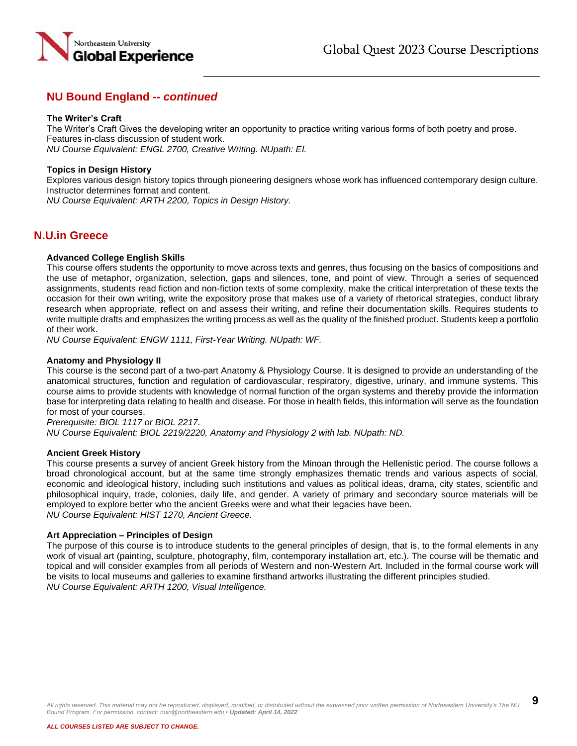## NU Bound England -- *continued*

**The Writer's Craft**
The Writer's Craft Gives the developing writer an opportunity to practice writing various forms of both poetry and prose. Features in-class discussion of student work.
*NU Course Equivalent: ENGL 2700, Creative Writing. NUpath: EI.*

**Topics in Design History**
Explores various design history topics through pioneering designers whose work has influenced contemporary design culture. Instructor determines format and content.
*NU Course Equivalent: ARTH 2200, Topics in Design History.*

## N.U.in Greece

**Advanced College English Skills**
This course offers students the opportunity to move across texts and genres, thus focusing on the basics of compositions and the use of metaphor, organization, selection, gaps and silences, tone, and point of view. Through a series of sequenced assignments, students read fiction and non-fiction texts of some complexity, make the critical interpretation of these texts the occasion for their own writing, write the expository prose that makes use of a variety of rhetorical strategies, conduct library research when appropriate, reflect on and assess their writing, and refine their documentation skills. Requires students to write multiple drafts and emphasizes the writing process as well as the quality of the finished product. Students keep a portfolio of their work.
*NU Course Equivalent: ENGW 1111, First-Year Writing. NUpath: WF.*

**Anatomy and Physiology II**
This course is the second part of a two-part Anatomy & Physiology Course. It is designed to provide an understanding of the anatomical structures, function and regulation of cardiovascular, respiratory, digestive, urinary, and immune systems. This course aims to provide students with knowledge of normal function of the organ systems and thereby provide the information base for interpreting data relating to health and disease. For those in health fields, this information will serve as the foundation for most of your courses.
*Prerequisite: BIOL 1117 or BIOL 2217.*
*NU Course Equivalent: BIOL 2219/2220, Anatomy and Physiology 2 with lab. NUpath: ND.*

**Ancient Greek History**
This course presents a survey of ancient Greek history from the Minoan through the Hellenistic period. The course follows a broad chronological account, but at the same time strongly emphasizes thematic trends and various aspects of social, economic and ideological history, including such institutions and values as political ideas, drama, city states, scientific and philosophical inquiry, trade, colonies, daily life, and gender. A variety of primary and secondary source materials will be employed to explore better who the ancient Greeks were and what their legacies have been.
*NU Course Equivalent: HIST 1270, Ancient Greece.*

**Art Appreciation – Principles of Design**
The purpose of this course is to introduce students to the general principles of design, that is, to the formal elements in any work of visual art (painting, sculpture, photography, film, contemporary installation art, etc.). The course will be thematic and topical and will consider examples from all periods of Western and non-Western Art. Included in the formal course work will be visits to local museums and galleries to examine firsthand artworks illustrating the different principles studied.
*NU Course Equivalent: ARTH 1200, Visual Intelligence.*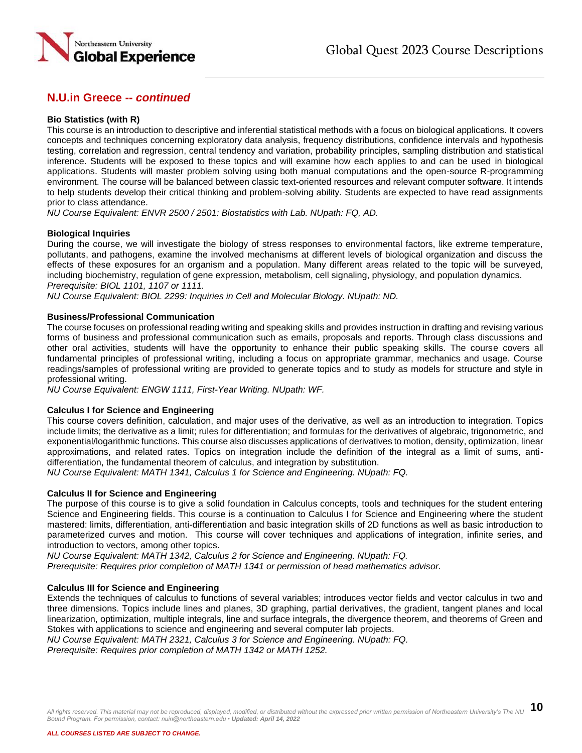## N.U.in Greece -- *continued*

**Bio Statistics (with R)**

This course is an introduction to descriptive and inferential statistical methods with a focus on biological applications. It covers concepts and techniques concerning exploratory data analysis, frequency distributions, confidence intervals and hypothesis testing, correlation and regression, central tendency and variation, probability principles, sampling distribution and statistical inference. Students will be exposed to these topics and will examine how each applies to and can be used in biological applications. Students will master problem solving using both manual computations and the open-source R-programming environment. The course will be balanced between classic text-oriented resources and relevant computer software. It intends to help students develop their critical thinking and problem-solving ability. Students are expected to have read assignments prior to class attendance.

*NU Course Equivalent: ENVR 2500 / 2501: Biostatistics with Lab. NUpath: FQ, AD.*

**Biological Inquiries**

During the course, we will investigate the biology of stress responses to environmental factors, like extreme temperature, pollutants, and pathogens, examine the involved mechanisms at different levels of biological organization and discuss the effects of these exposures for an organism and a population. Many different areas related to the topic will be surveyed, including biochemistry, regulation of gene expression, metabolism, cell signaling, physiology, and population dynamics.

*Prerequisite: BIOL 1101, 1107 or 1111.*

*NU Course Equivalent: BIOL 2299: Inquiries in Cell and Molecular Biology. NUpath: ND.*

**Business/Professional Communication**

The course focuses on professional reading writing and speaking skills and provides instruction in drafting and revising various forms of business and professional communication such as emails, proposals and reports. Through class discussions and other oral activities, students will have the opportunity to enhance their public speaking skills. The course covers all fundamental principles of professional writing, including a focus on appropriate grammar, mechanics and usage. Course readings/samples of professional writing are provided to generate topics and to study as models for structure and style in professional writing.

*NU Course Equivalent: ENGW 1111, First-Year Writing. NUpath: WF.*

**Calculus I for Science and Engineering**

This course covers definition, calculation, and major uses of the derivative, as well as an introduction to integration. Topics include limits; the derivative as a limit; rules for differentiation; and formulas for the derivatives of algebraic, trigonometric, and exponential/logarithmic functions. This course also discusses applications of derivatives to motion, density, optimization, linear approximations, and related rates. Topics on integration include the definition of the integral as a limit of sums, anti-differentiation, the fundamental theorem of calculus, and integration by substitution.

*NU Course Equivalent: MATH 1341, Calculus 1 for Science and Engineering. NUpath: FQ.*

**Calculus II for Science and Engineering**

The purpose of this course is to give a solid foundation in Calculus concepts, tools and techniques for the student entering Science and Engineering fields. This course is a continuation to Calculus I for Science and Engineering where the student mastered: limits, differentiation, anti-differentiation and basic integration skills of 2D functions as well as basic introduction to parameterized curves and motion. This course will cover techniques and applications of integration, infinite series, and introduction to vectors, among other topics.

*NU Course Equivalent: MATH 1342, Calculus 2 for Science and Engineering. NUpath: FQ.*

*Prerequisite: Requires prior completion of MATH 1341 or permission of head mathematics advisor.*

**Calculus III for Science and Engineering**

Extends the techniques of calculus to functions of several variables; introduces vector fields and vector calculus in two and three dimensions. Topics include lines and planes, 3D graphing, partial derivatives, the gradient, tangent planes and local linearization, optimization, multiple integrals, line and surface integrals, the divergence theorem, and theorems of Green and Stokes with applications to science and engineering and several computer lab projects.

*NU Course Equivalent: MATH 2321, Calculus 3 for Science and Engineering. NUpath: FQ.*

*Prerequisite: Requires prior completion of MATH 1342 or MATH 1252.*

*All rights reserved. This material may not be reproduced, displayed, modified, or distributed without the expressed prior written permission of Northeastern University's The NU Bound Program. For permission, contact: nuin@northeastern.edu • **Updated: April 14, 2022***

***ALL COURSES LISTED ARE SUBJECT TO CHANGE.***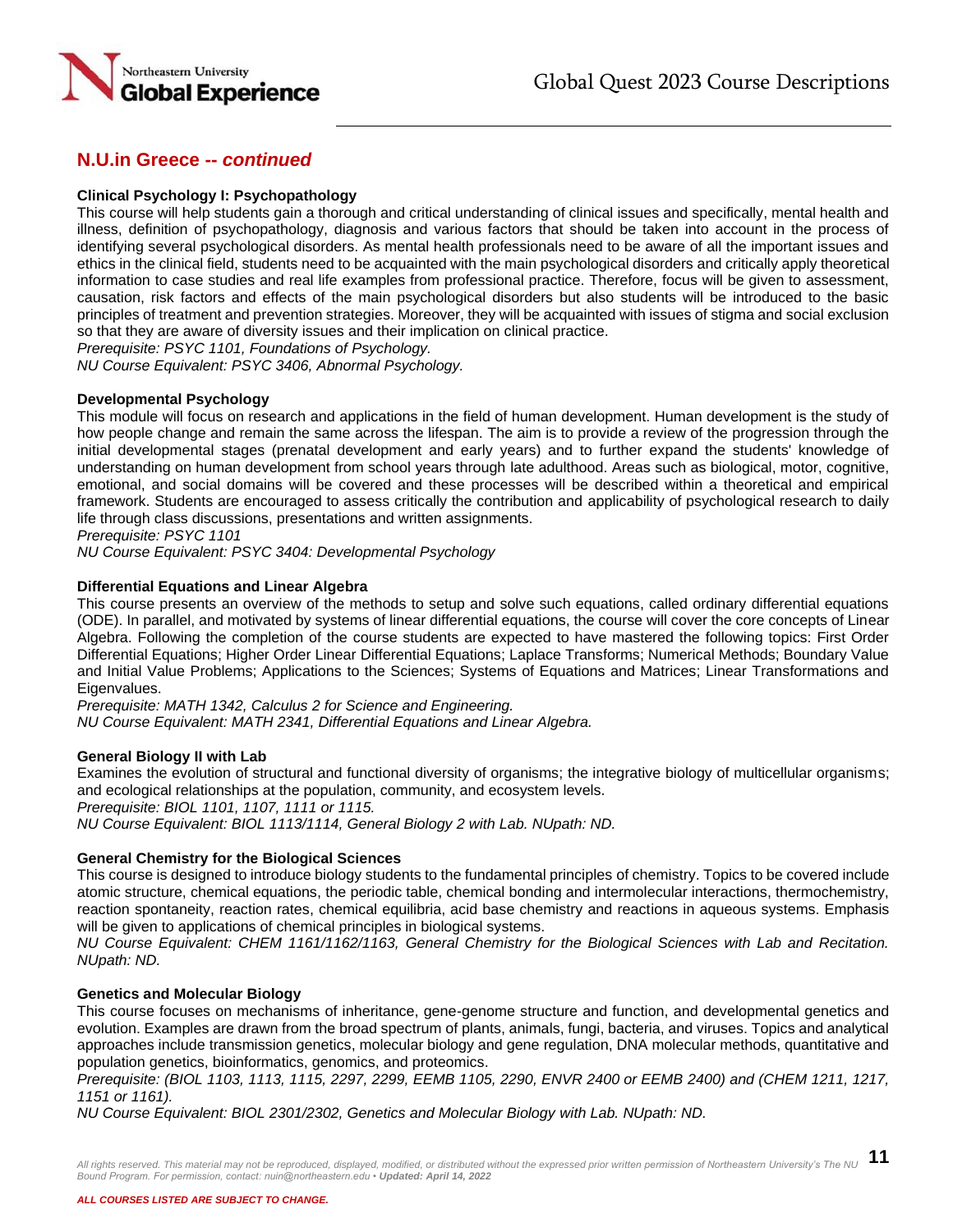## N.U.in Greece -- *continued*

**Clinical Psychology I: Psychopathology**

This course will help students gain a thorough and critical understanding of clinical issues and specifically, mental health and illness, definition of psychopathology, diagnosis and various factors that should be taken into account in the process of identifying several psychological disorders. As mental health professionals need to be aware of all the important issues and ethics in the clinical field, students need to be acquainted with the main psychological disorders and critically apply theoretical information to case studies and real life examples from professional practice. Therefore, focus will be given to assessment, causation, risk factors and effects of the main psychological disorders but also students will be introduced to the basic principles of treatment and prevention strategies. Moreover, they will be acquainted with issues of stigma and social exclusion so that they are aware of diversity issues and their implication on clinical practice.

*Prerequisite: PSYC 1101, Foundations of Psychology.*

*NU Course Equivalent: PSYC 3406, Abnormal Psychology.*

**Developmental Psychology**

This module will focus on research and applications in the field of human development. Human development is the study of how people change and remain the same across the lifespan. The aim is to provide a review of the progression through the initial developmental stages (prenatal development and early years) and to further expand the students' knowledge of understanding on human development from school years through late adulthood. Areas such as biological, motor, cognitive, emotional, and social domains will be covered and these processes will be described within a theoretical and empirical framework. Students are encouraged to assess critically the contribution and applicability of psychological research to daily life through class discussions, presentations and written assignments.

*Prerequisite: PSYC 1101*

*NU Course Equivalent: PSYC 3404: Developmental Psychology*

**Differential Equations and Linear Algebra**

This course presents an overview of the methods to setup and solve such equations, called ordinary differential equations (ODE). In parallel, and motivated by systems of linear differential equations, the course will cover the core concepts of Linear Algebra. Following the completion of the course students are expected to have mastered the following topics: First Order Differential Equations; Higher Order Linear Differential Equations; Laplace Transforms; Numerical Methods; Boundary Value and Initial Value Problems; Applications to the Sciences; Systems of Equations and Matrices; Linear Transformations and Eigenvalues.

*Prerequisite: MATH 1342, Calculus 2 for Science and Engineering.*

*NU Course Equivalent: MATH 2341, Differential Equations and Linear Algebra.*

**General Biology II with Lab**

Examines the evolution of structural and functional diversity of organisms; the integrative biology of multicellular organisms; and ecological relationships at the population, community, and ecosystem levels.

*Prerequisite: BIOL 1101, 1107, 1111 or 1115.*

*NU Course Equivalent: BIOL 1113/1114, General Biology 2 with Lab. NUpath: ND.*

**General Chemistry for the Biological Sciences**

This course is designed to introduce biology students to the fundamental principles of chemistry. Topics to be covered include atomic structure, chemical equations, the periodic table, chemical bonding and intermolecular interactions, thermochemistry, reaction spontaneity, reaction rates, chemical equilibria, acid base chemistry and reactions in aqueous systems. Emphasis will be given to applications of chemical principles in biological systems.

*NU Course Equivalent: CHEM 1161/1162/1163, General Chemistry for the Biological Sciences with Lab and Recitation. NUpath: ND.*

**Genetics and Molecular Biology**

This course focuses on mechanisms of inheritance, gene-genome structure and function, and developmental genetics and evolution. Examples are drawn from the broad spectrum of plants, animals, fungi, bacteria, and viruses. Topics and analytical approaches include transmission genetics, molecular biology and gene regulation, DNA molecular methods, quantitative and population genetics, bioinformatics, genomics, and proteomics.

*Prerequisite: (BIOL 1103, 1113, 1115, 2297, 2299, EEMB 1105, 2290, ENVR 2400 or EEMB 2400) and (CHEM 1211, 1217, 1151 or 1161).*

*NU Course Equivalent: BIOL 2301/2302, Genetics and Molecular Biology with Lab. NUpath: ND.*

***ALL COURSES LISTED ARE SUBJECT TO CHANGE.***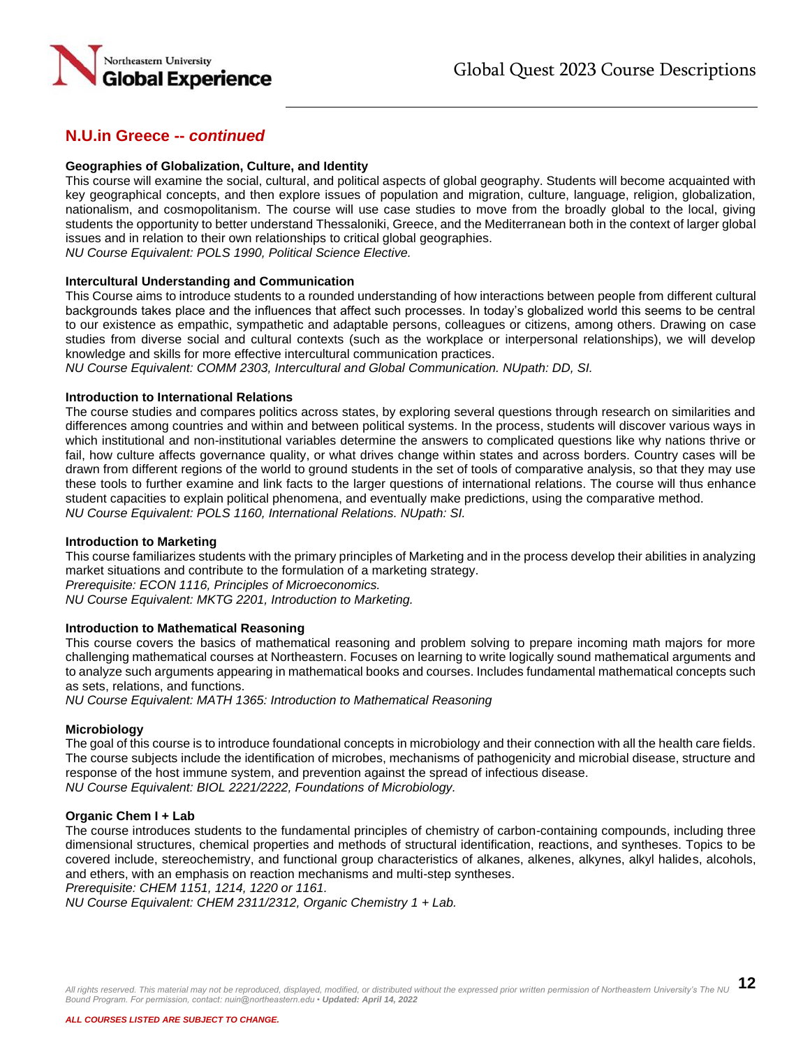## N.U.in Greece -- *continued*

**Geographies of Globalization, Culture, and Identity**

This course will examine the social, cultural, and political aspects of global geography. Students will become acquainted with key geographical concepts, and then explore issues of population and migration, culture, language, religion, globalization, nationalism, and cosmopolitanism. The course will use case studies to move from the broadly global to the local, giving students the opportunity to better understand Thessaloniki, Greece, and the Mediterranean both in the context of larger global issues and in relation to their own relationships to critical global geographies.
*NU Course Equivalent: POLS 1990, Political Science Elective.*

**Intercultural Understanding and Communication**

This Course aims to introduce students to a rounded understanding of how interactions between people from different cultural backgrounds takes place and the influences that affect such processes. In today's globalized world this seems to be central to our existence as empathic, sympathetic and adaptable persons, colleagues or citizens, among others. Drawing on case studies from diverse social and cultural contexts (such as the workplace or interpersonal relationships), we will develop knowledge and skills for more effective intercultural communication practices.
*NU Course Equivalent: COMM 2303, Intercultural and Global Communication. NUpath: DD, SI.*

**Introduction to International Relations**

The course studies and compares politics across states, by exploring several questions through research on similarities and differences among countries and within and between political systems. In the process, students will discover various ways in which institutional and non-institutional variables determine the answers to complicated questions like why nations thrive or fail, how culture affects governance quality, or what drives change within states and across borders. Country cases will be drawn from different regions of the world to ground students in the set of tools of comparative analysis, so that they may use these tools to further examine and link facts to the larger questions of international relations. The course will thus enhance student capacities to explain political phenomena, and eventually make predictions, using the comparative method.
*NU Course Equivalent: POLS 1160, International Relations. NUpath: SI.*

**Introduction to Marketing**

This course familiarizes students with the primary principles of Marketing and in the process develop their abilities in analyzing market situations and contribute to the formulation of a marketing strategy.
*Prerequisite: ECON 1116, Principles of Microeconomics.*
*NU Course Equivalent: MKTG 2201, Introduction to Marketing.*

**Introduction to Mathematical Reasoning**

This course covers the basics of mathematical reasoning and problem solving to prepare incoming math majors for more challenging mathematical courses at Northeastern. Focuses on learning to write logically sound mathematical arguments and to analyze such arguments appearing in mathematical books and courses. Includes fundamental mathematical concepts such as sets, relations, and functions.
*NU Course Equivalent: MATH 1365: Introduction to Mathematical Reasoning*

**Microbiology**

The goal of this course is to introduce foundational concepts in microbiology and their connection with all the health care fields. The course subjects include the identification of microbes, mechanisms of pathogenicity and microbial disease, structure and response of the host immune system, and prevention against the spread of infectious disease.
*NU Course Equivalent: BIOL 2221/2222, Foundations of Microbiology.*

**Organic Chem I + Lab**

The course introduces students to the fundamental principles of chemistry of carbon-containing compounds, including three dimensional structures, chemical properties and methods of structural identification, reactions, and syntheses. Topics to be covered include, stereochemistry, and functional group characteristics of alkanes, alkenes, alkynes, alkyl halides, alcohols, and ethers, with an emphasis on reaction mechanisms and multi-step syntheses.
*Prerequisite: CHEM 1151, 1214, 1220 or 1161.*
*NU Course Equivalent: CHEM 2311/2312, Organic Chemistry 1 + Lab.*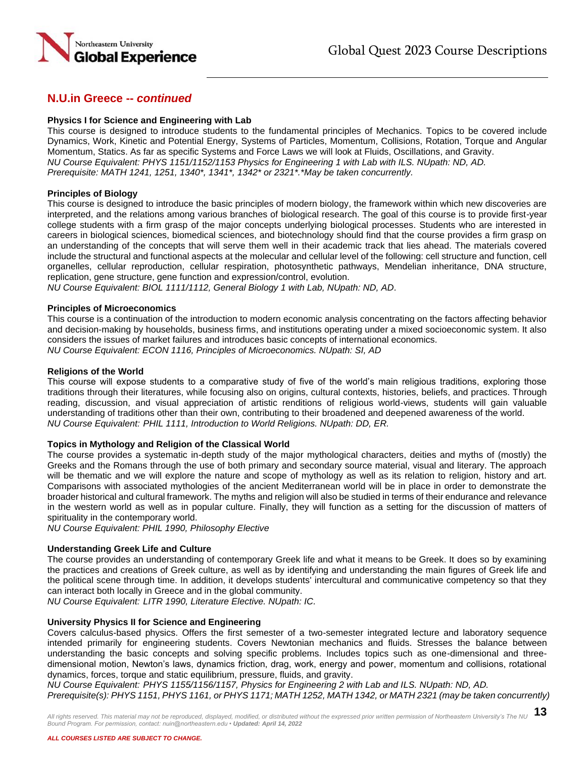## N.U.in Greece -- *continued*

**Physics I for Science and Engineering with Lab**

This course is designed to introduce students to the fundamental principles of Mechanics. Topics to be covered include Dynamics, Work, Kinetic and Potential Energy, Systems of Particles, Momentum, Collisions, Rotation, Torque and Angular Momentum, Statics. As far as specific Systems and Force Laws we will look at Fluids, Oscillations, and Gravity.
*NU Course Equivalent: PHYS 1151/1152/1153 Physics for Engineering 1 with Lab with ILS. NUpath: ND, AD.*
*Prerequisite: MATH 1241, 1251, 1340*, 1341*, 1342* or 2321*.*May be taken concurrently.*

**Principles of Biology**

This course is designed to introduce the basic principles of modern biology, the framework within which new discoveries are interpreted, and the relations among various branches of biological research. The goal of this course is to provide first-year college students with a firm grasp of the major concepts underlying biological processes. Students who are interested in careers in biological sciences, biomedical sciences, and biotechnology should find that the course provides a firm grasp on an understanding of the concepts that will serve them well in their academic track that lies ahead. The materials covered include the structural and functional aspects at the molecular and cellular level of the following: cell structure and function, cell organelles, cellular reproduction, cellular respiration, photosynthetic pathways, Mendelian inheritance, DNA structure, replication, gene structure, gene function and expression/control, evolution.
*NU Course Equivalent: BIOL 1111/1112, General Biology 1 with Lab, NUpath: ND, AD*.

**Principles of Microeconomics**

This course is a continuation of the introduction to modern economic analysis concentrating on the factors affecting behavior and decision-making by households, business firms, and institutions operating under a mixed socioeconomic system. It also considers the issues of market failures and introduces basic concepts of international economics.
*NU Course Equivalent: ECON 1116, Principles of Microeconomics. NUpath: SI, AD*

**Religions of the World**

This course will expose students to a comparative study of five of the world's main religious traditions, exploring those traditions through their literatures, while focusing also on origins, cultural contexts, histories, beliefs, and practices. Through reading, discussion, and visual appreciation of artistic renditions of religious world-views, students will gain valuable understanding of traditions other than their own, contributing to their broadened and deepened awareness of the world.
*NU Course Equivalent: PHIL 1111, Introduction to World Religions. NUpath: DD, ER.*

**Topics in Mythology and Religion of the Classical World**

The course provides a systematic in-depth study of the major mythological characters, deities and myths of (mostly) the Greeks and the Romans through the use of both primary and secondary source material, visual and literary. The approach will be thematic and we will explore the nature and scope of mythology as well as its relation to religion, history and art. Comparisons with associated mythologies of the ancient Mediterranean world will be in place in order to demonstrate the broader historical and cultural framework. The myths and religion will also be studied in terms of their endurance and relevance in the western world as well as in popular culture. Finally, they will function as a setting for the discussion of matters of spirituality in the contemporary world.
*NU Course Equivalent: PHIL 1990, Philosophy Elective*

**Understanding Greek Life and Culture**

The course provides an understanding of contemporary Greek life and what it means to be Greek. It does so by examining the practices and creations of Greek culture, as well as by identifying and understanding the main figures of Greek life and the political scene through time. In addition, it develops students' intercultural and communicative competency so that they can interact both locally in Greece and in the global community.
*NU Course Equivalent: LITR 1990, Literature Elective. NUpath: IC.*

**University Physics II for Science and Engineering**

Covers calculus-based physics. Offers the first semester of a two-semester integrated lecture and laboratory sequence intended primarily for engineering students. Covers Newtonian mechanics and fluids. Stresses the balance between understanding the basic concepts and solving specific problems. Includes topics such as one-dimensional and three-dimensional motion, Newton's laws, dynamics friction, drag, work, energy and power, momentum and collisions, rotational dynamics, forces, torque and static equilibrium, pressure, fluids, and gravity.
*NU Course Equivalent: PHYS 1155/1156/1157, Physics for Engineering 2 with Lab and ILS. NUpath: ND, AD.*
*Prerequisite(s): PHYS 1151, PHYS 1161, or PHYS 1171; MATH 1252, MATH 1342, or MATH 2321 (may be taken concurrently)*

*All rights reserved. This material may not be reproduced, displayed, modified, or distributed without the expressed prior written permission of Northeastern University's The NU Bound Program. For permission, contact: nuin@northeastern.edu • **Updated: April 14, 2022***

***ALL COURSES LISTED ARE SUBJECT TO CHANGE.***